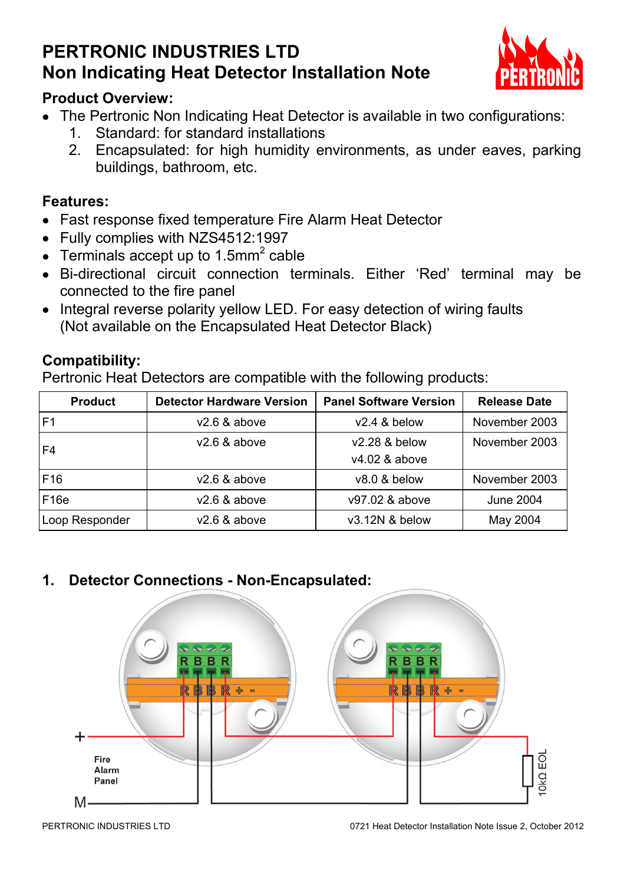# PERTRONIC INDUSTRIES LTD
# Non Indicating Heat Detector Installation Note

### Product Overview:

- The Pertronic Non Indicating Heat Detector is available in two configurations:
  1. Standard: for standard installations
  2. Encapsulated: for high humidity environments, as under eaves, parking buildings, bathroom, etc.

### Features:

- Fast response fixed temperature Fire Alarm Heat Detector
- Fully complies with NZS4512:1997
- Terminals accept up to 1.5mm$^2$ cable
- Bi-directional circuit connection terminals. Either 'Red' terminal may be connected to the fire panel
- Integral reverse polarity yellow LED. For easy detection of wiring faults (Not available on the Encapsulated Heat Detector Black)

### Compatibility:

Pertronic Heat Detectors are compatible with the following products:

| Product | Detector Hardware Version | Panel Software Version | Release Date |
|---|---|---|---|
| F1 | v2.6 & above | v2.4 & below | November 2003 |
| F4 | v2.6 & above | v2.28 & below<br>v4.02 & above | November 2003 |
| F16 | v2.6 & above | v8.0 & below | November 2003 |
| F16e | v2.6 & above | v97.02 & above | June 2004 |
| Loop Responder | v2.6 & above | v3.12N & below | May 2004 |

## 1. Detector Connections - Non-Encapsulated:

R B B R

R B B R + -

R B B R

R B B R + -

+

Fire Alarm Panel

M

10kΩ EOL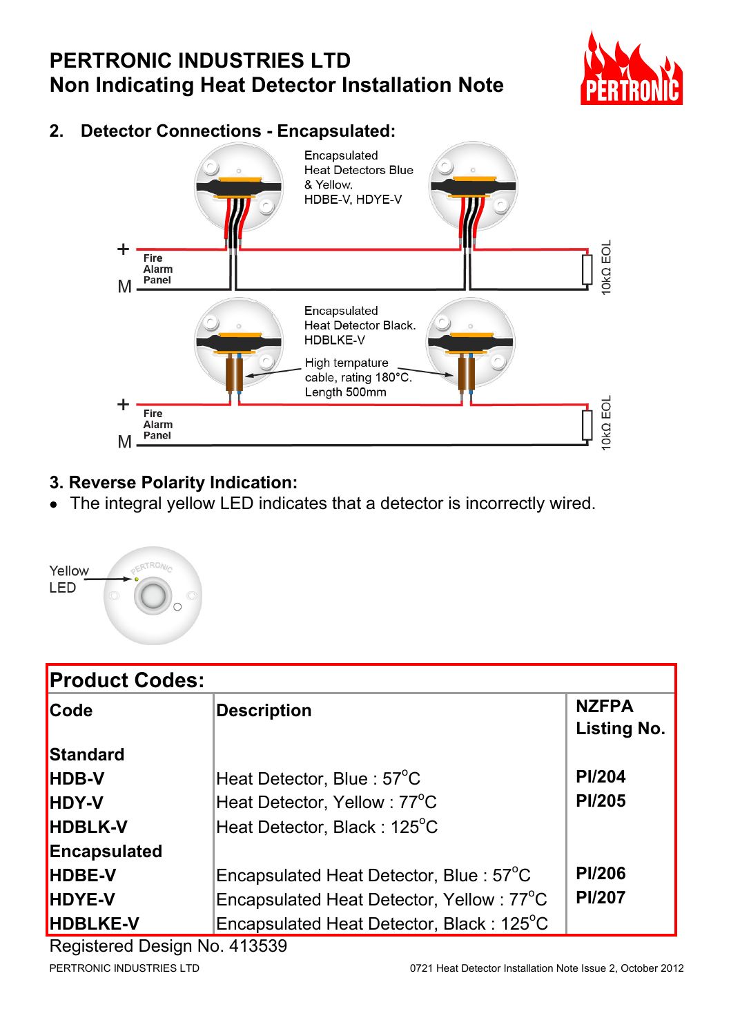# PERTRONIC INDUSTRIES LTD
# Non Indicating Heat Detector Installation Note

## 2. Detector Connections - Encapsulated:

Encapsulated Heat Detectors Blue & Yellow. HDBE-V, HDYE-V

+

Fire Alarm Panel

M

10kΩ EOL

Encapsulated Heat Detector Black. HDBLKE-V

High tempature cable, rating 180°C. Length 500mm

+

Fire Alarm Panel

M

10kΩ EOL

## 3. Reverse Polarity Indication:

- The integral yellow LED indicates that a detector is incorrectly wired.

Yellow LED

| Product Codes: | | |
|---|---|---|
| **Code** | **Description** | **NZFPA Listing No.** |
| **Standard** | | |
| **HDB-V** | Heat Detector, Blue : 57°C | **PI/204** |
| **HDY-V** | Heat Detector, Yellow : 77°C | **PI/205** |
| **HDBLK-V** | Heat Detector, Black : 125°C | |
| **Encapsulated** | | |
| **HDBE-V** | Encapsulated Heat Detector, Blue : 57°C | **PI/206** |
| **HDYE-V** | Encapsulated Heat Detector, Yellow : 77°C | **PI/207** |
| **HDBLKE-V** | Encapsulated Heat Detector, Black : 125°C | |

Registered Design No. 413539

PERTRONIC INDUSTRIES LTD

0721 Heat Detector Installation Note Issue 2, October 2012